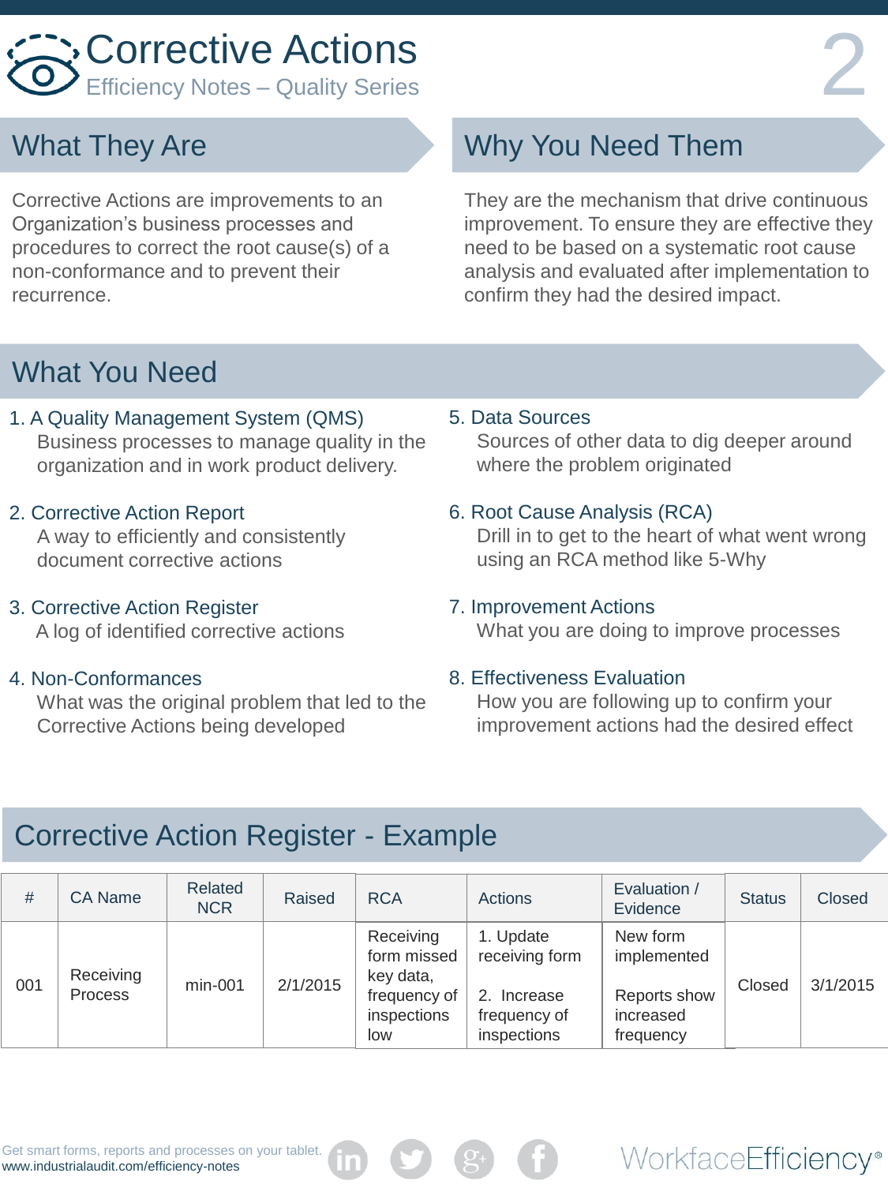# Corrective Actions

Efficiency Notes – Quality Series

## What They Are

Corrective Actions are improvements to an Organization's business processes and procedures to correct the root cause(s) of a non-conformance and to prevent their recurrence.

## Why You Need Them

They are the mechanism that drive continuous improvement. To ensure they are effective they need to be based on a systematic root cause analysis and evaluated after implementation to confirm they had the desired impact.

## What You Need

1. A Quality Management System (QMS)
   Business processes to manage quality in the organization and in work product delivery.

2. Corrective Action Report
   A way to efficiently and consistently document corrective actions

3. Corrective Action Register
   A log of identified corrective actions

4. Non-Conformances
   What was the original problem that led to the Corrective Actions being developed

5. Data Sources
   Sources of other data to dig deeper around where the problem originated

6. Root Cause Analysis (RCA)
   Drill in to get to the heart of what went wrong using an RCA method like 5-Why

7. Improvement Actions
   What you are doing to improve processes

8. Effectiveness Evaluation
   How you are following up to confirm your improvement actions had the desired effect

## Corrective Action Register - Example

| # | CA Name | Related NCR | Raised | RCA | Actions | Evaluation / Evidence | Status | Closed |
|---|---|---|---|---|---|---|---|---|
| 001 | Receiving Process | min-001 | 2/1/2015 | Receiving form missed key data, frequency of inspections low | 1. Update receiving form<br>2. Increase frequency of inspections | New form implemented<br>Reports show increased frequency | Closed | 3/1/2015 |

Get smart forms, reports and processes on your tablet.
www.industrialaudit.com/efficiency-notes

WorkfaceEfficiency®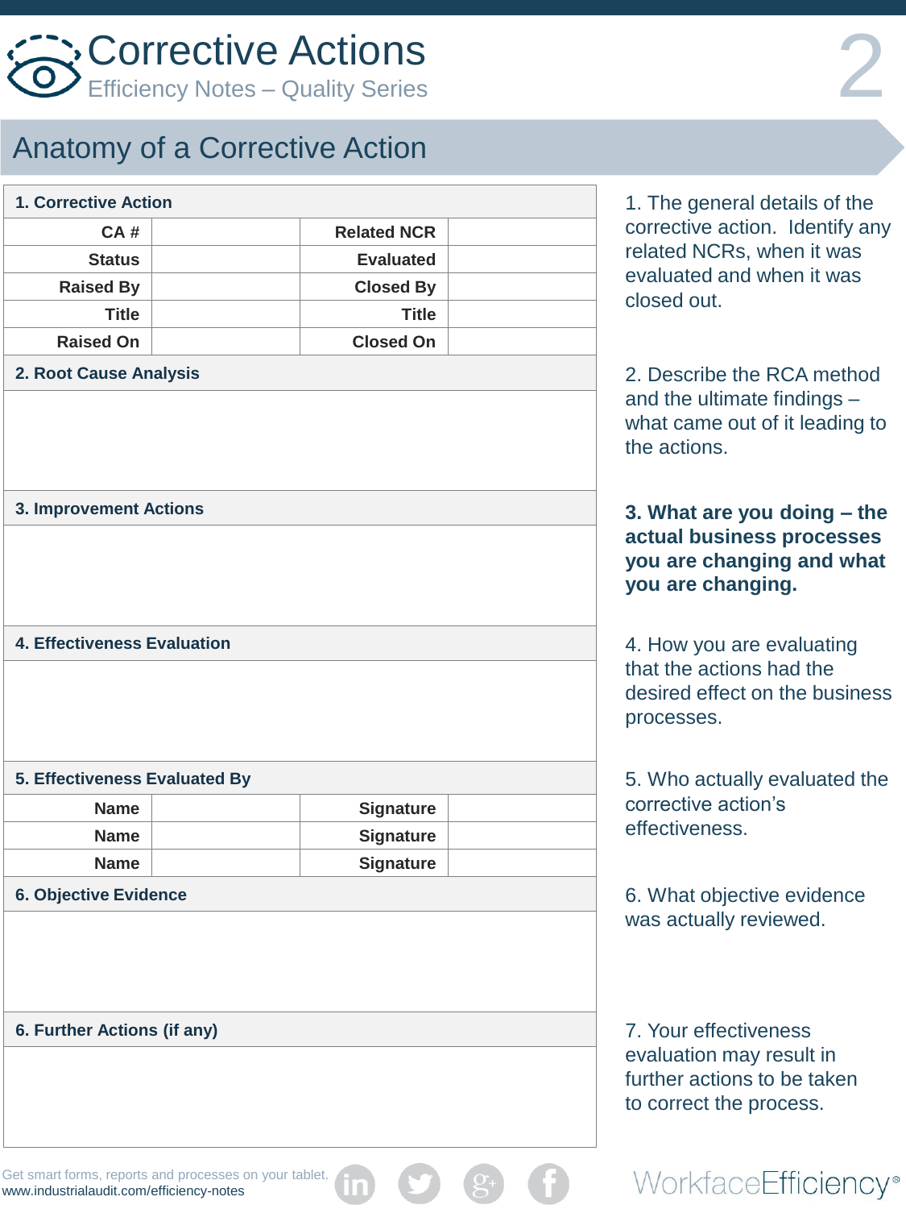# Corrective Actions

Efficiency Notes – Quality Series

## Anatomy of a Corrective Action

| 1. Corrective Action | | | |
|---|---|---|---|
| CA # | | Related NCR | |
| Status | | Evaluated | |
| Raised By | | Closed By | |
| Title | | Title | |
| Raised On | | Closed On | |

1. The general details of the corrective action. Identify any related NCRs, when it was evaluated and when it was closed out.

**2. Root Cause Analysis**

2. Describe the RCA method and the ultimate findings – what came out of it leading to the actions.

**3. Improvement Actions**

**3. What are you doing – the actual business processes you are changing and what you are changing.**

**4. Effectiveness Evaluation**

4. How you are evaluating that the actions had the desired effect on the business processes.

| 5. Effectiveness Evaluated By | | | |
|---|---|---|---|
| Name | | Signature | |
| Name | | Signature | |
| Name | | Signature | |

5. Who actually evaluated the corrective action's effectiveness.

**6. Objective Evidence**

6. What objective evidence was actually reviewed.

**6. Further Actions (if any)**

7. Your effectiveness evaluation may result in further actions to be taken to correct the process.

Get smart forms, reports and processes on your tablet.
www.industrialaudit.com/efficiency-notes

WorkfaceEfficiency®